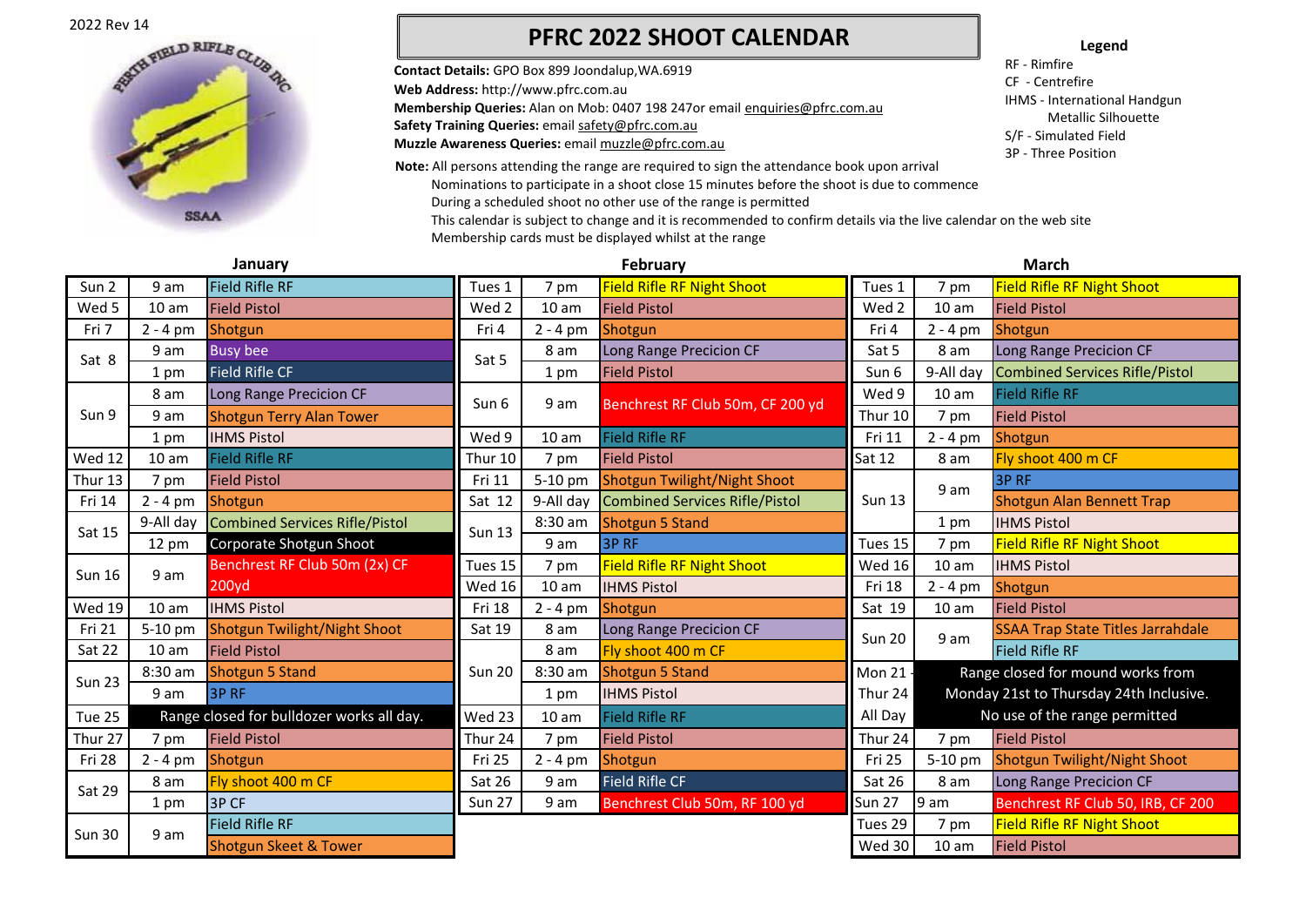2022 Rev 14

# PFRC 2022 SHOOT CALENDAR

**Contact Details:** GPO Box 899 Joondalup,WA.6919
**Web Address:** http://www.pfrc.com.au
**Membership Queries:** Alan on Mob: 0407 198 247or email enquiries@pfrc.com.au
**Safety Training Queries:** email safety@pfrc.com.au
**Muzzle Awareness Queries:** email muzzle@pfrc.com.au

**Note:** All persons attending the range are required to sign the attendance book upon arrival
Nominations to participate in a shoot close 15 minutes before the shoot is due to commence
During a scheduled shoot no other use of the range is permitted
This calendar is subject to change and it is recommended to confirm details via the live calendar on the web site
Membership cards must be displayed whilst at the range

**Legend**
RF - Rimfire
CF - Centrefire
IHMS - International Handgun Metallic Silhouette
S/F - Simulated Field
3P - Three Position

## January

| Day | Time | Event |
|---|---|---|
| Sun 2 | 9 am | Field Rifle RF |
| Wed 5 | 10 am | Field Pistol |
| Fri 7 | 2 - 4 pm | Shotgun |
| Sat 8 | 9 am | Busy bee |
| | 1 pm | Field Rifle CF |
| Sun 9 | 8 am | Long Range Precicion CF |
| | 9 am | Shotgun Terry Alan Tower |
| | 1 pm | IHMS Pistol |
| Wed 12 | 10 am | Field Rifle RF |
| Thur 13 | 7 pm | Field Pistol |
| Fri 14 | 2 - 4 pm | Shotgun |
| Sat 15 | 9-All day | Combined Services Rifle/Pistol |
| | 12 pm | Corporate Shotgun Shoot |
| Sun 16 | 9 am | Benchrest RF Club 50m (2x) CF 200yd |
| Wed 19 | 10 am | IHMS Pistol |
| Fri 21 | 5-10 pm | Shotgun Twilight/Night Shoot |
| Sat 22 | 10 am | Field Pistol |
| Sun 23 | 8:30 am | Shotgun 5 Stand |
| | 9 am | 3P RF |
| Tue 25 | | Range closed for bulldozer works all day. |
| Thur 27 | 7 pm | Field Pistol |
| Fri 28 | 2 - 4 pm | Shotgun |
| Sat 29 | 8 am | Fly shoot 400 m CF |
| | 1 pm | 3P CF |
| Sun 30 | 9 am | Field Rifle RF |
| | | Shotgun Skeet & Tower |

## February

| Day | Time | Event |
|---|---|---|
| Tues 1 | 7 pm | Field Rifle RF Night Shoot |
| Wed 2 | 10 am | Field Pistol |
| Fri 4 | 2 - 4 pm | Shotgun |
| Sat 5 | 8 am | Long Range Precicion CF |
| | 1 pm | Field Pistol |
| Sun 6 | 9 am | Benchrest RF Club 50m, CF 200 yd |
| Wed 9 | 10 am | Field Rifle RF |
| Thur 10 | 7 pm | Field Pistol |
| Fri 11 | 5-10 pm | Shotgun Twilight/Night Shoot |
| Sat 12 | 9-All day | Combined Services Rifle/Pistol |
| Sun 13 | 8:30 am | Shotgun 5 Stand |
| | 9 am | 3P RF |
| Tues 15 | 7 pm | Field Rifle RF Night Shoot |
| Wed 16 | 10 am | IHMS Pistol |
| Fri 18 | 2 - 4 pm | Shotgun |
| Sat 19 | 8 am | Long Range Precicion CF |
| Sun 20 | 8 am | Fly shoot 400 m CF |
| | 8:30 am | Shotgun 5 Stand |
| | 1 pm | IHMS Pistol |
| Wed 23 | 10 am | Field Rifle RF |
| Thur 24 | 7 pm | Field Pistol |
| Fri 25 | 2 - 4 pm | Shotgun |
| Sat 26 | 9 am | Field Rifle CF |
| Sun 27 | 9 am | Benchrest Club 50m, RF 100 yd |

## March

| Day | Time | Event |
|---|---|---|
| Tues 1 | 7 pm | Field Rifle RF Night Shoot |
| Wed 2 | 10 am | Field Pistol |
| Fri 4 | 2 - 4 pm | Shotgun |
| Sat 5 | 8 am | Long Range Precicion CF |
| Sun 6 | 9-All day | Combined Services Rifle/Pistol |
| Wed 9 | 10 am | Field Rifle RF |
| Thur 10 | 7 pm | Field Pistol |
| Fri 11 | 2 - 4 pm | Shotgun |
| Sat 12 | 8 am | Fly shoot 400 m CF |
| Sun 13 | 9 am | 3P RF |
| | | Shotgun Alan Bennett Trap |
| | 1 pm | IHMS Pistol |
| Tues 15 | 7 pm | Field Rifle RF Night Shoot |
| Wed 16 | 10 am | IHMS Pistol |
| Fri 18 | 2 - 4 pm | Shotgun |
| Sat 19 | 10 am | Field Pistol |
| Sun 20 | 9 am | SSAA Trap State Titles Jarrahdale |
| | | Field Rifle RF |
| Mon 21 - Thur 24 All Day | | Range closed for mound works from Monday 21st to Thursday 24th Inclusive. No use of the range permitted |
| Thur 24 | 7 pm | Field Pistol |
| Fri 25 | 5-10 pm | Shotgun Twilight/Night Shoot |
| Sat 26 | 8 am | Long Range Precicion CF |
| Sun 27 | 9 am | Benchrest RF Club 50, IRB, CF 200 |
| Tues 29 | 7 pm | Field Rifle RF Night Shoot |
| Wed 30 | 10 am | Field Pistol |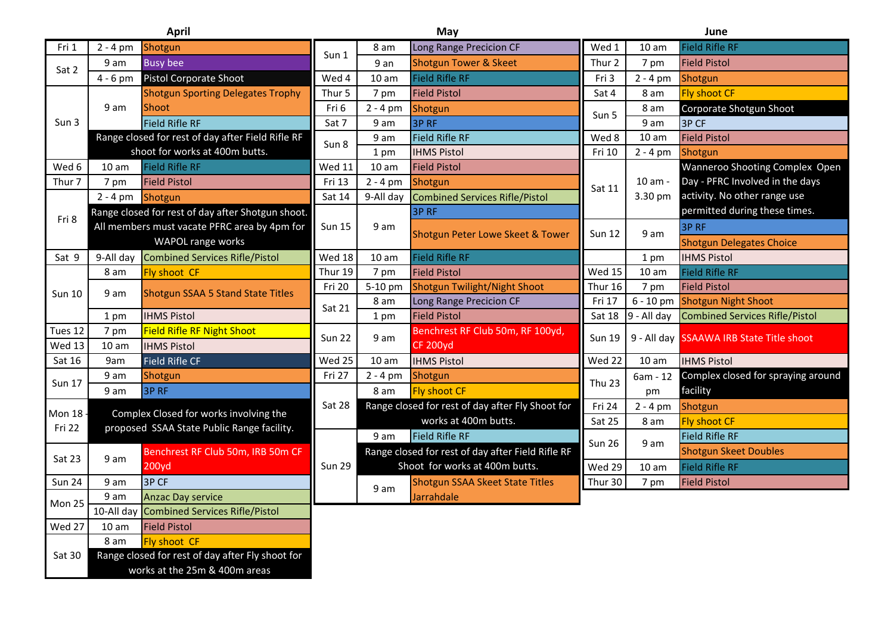## April

| Day | Time | Event |
|---|---|---|
| Fri 1 | 2 - 4 pm | Shotgun |
| Sat 2 | 9 am | Busy bee |
| | 4 - 6 pm | Pistol Corporate Shoot |
| Sun 3 | 9 am | Shotgun Sporting Delegates Trophy Shoot |
| | | Field Rifle RF |
| | | Range closed for rest of day after Field Rifle RF shoot for works at 400m butts. |
| Wed 6 | 10 am | Field Rifle RF |
| Thur 7 | 7 pm | Field Pistol |
| Fri 8 | 2 - 4 pm | Shotgun |
| | | Range closed for rest of day after Shotgun shoot. All members must vacate PFRC area by 4pm for WAPOL range works |
| Sat 9 | 9-All day | Combined Services Rifle/Pistol |
| Sun 10 | 8 am | Fly shoot CF |
| | 9 am | Shotgun SSAA 5 Stand State Titles |
| | 1 pm | IHMS Pistol |
| Tues 12 | 7 pm | Field Rifle RF Night Shoot |
| Wed 13 | 10 am | IHMS Pistol |
| Sat 16 | 9am | Field Rifle CF |
| Sun 17 | 9 am | Shotgun |
| | 9 am | 3P RF |
| Mon 18 - Fri 22 | | Complex Closed for works involving the proposed SSAA State Public Range facility. |
| Sat 23 | 9 am | Benchrest RF Club 50m, IRB 50m CF 200yd |
| Sun 24 | 9 am | 3P CF |
| Mon 25 | 9 am | Anzac Day service |
| | 10-All day | Combined Services Rifle/Pistol |
| Wed 27 | 10 am | Field Pistol |
| Sat 30 | 8 am | Fly shoot CF |
| | | Range closed for rest of day after Fly shoot for works at the 25m & 400m areas |

## May

| Day | Time | Event |
|---|---|---|
| Sun 1 | 8 am | Long Range Precicion CF |
| | 9 an | Shotgun Tower & Skeet |
| Wed 4 | 10 am | Field Rifle RF |
| Thur 5 | 7 pm | Field Pistol |
| Fri 6 | 2 - 4 pm | Shotgun |
| Sat 7 | 9 am | 3P RF |
| Sun 8 | 9 am | Field Rifle RF |
| | 1 pm | IHMS Pistol |
| Wed 11 | 10 am | Field Pistol |
| Fri 13 | 2 - 4 pm | Shotgun |
| Sat 14 | 9-All day | Combined Services Rifle/Pistol |
| Sun 15 | 9 am | 3P RF |
| | | Shotgun Peter Lowe Skeet & Tower |
| Wed 18 | 10 am | Field Rifle RF |
| Thur 19 | 7 pm | Field Pistol |
| Fri 20 | 5-10 pm | Shotgun Twilight/Night Shoot |
| Sat 21 | 8 am | Long Range Precicion CF |
| | 1 pm | Field Pistol |
| Sun 22 | 9 am | Benchrest RF Club 50m, RF 100yd, CF 200yd |
| Wed 25 | 10 am | IHMS Pistol |
| Fri 27 | 2 - 4 pm | Shotgun |
| Sat 28 | 8 am | Fly shoot CF |
| | | Range closed for rest of day after Fly Shoot for works at 400m butts. |
| Sun 29 | 9 am | Field Rifle RF |
| | | Range closed for rest of day after Field Rifle RF Shoot for works at 400m butts. |
| | 9 am | Shotgun SSAA Skeet State Titles Jarrahdale |

## June

| Day | Time | Event |
|---|---|---|
| Wed 1 | 10 am | Field Rifle RF |
| Thur 2 | 7 pm | Field Pistol |
| Fri 3 | 2 - 4 pm | Shotgun |
| Sat 4 | 8 am | Fly shoot CF |
| Sun 5 | 8 am | Corporate Shotgun Shoot |
| | 9 am | 3P CF |
| Wed 8 | 10 am | Field Pistol |
| Fri 10 | 2 - 4 pm | Shotgun |
| Sat 11 | 10 am - 3.30 pm | Wanneroo Shooting Complex Open Day - PFRC Involved in the days activity. No other range use permitted during these times. |
| Sun 12 | 9 am | 3P RF |
| | | Shotgun Delegates Choice |
| | 1 pm | IHMS Pistol |
| Wed 15 | 10 am | Field Rifle RF |
| Thur 16 | 7 pm | Field Pistol |
| Fri 17 | 6 - 10 pm | Shotgun Night Shoot |
| Sat 18 | 9 - All day | Combined Services Rifle/Pistol |
| Sun 19 | 9 - All day | SSAAWA IRB State Title shoot |
| Wed 22 | 10 am | IHMS Pistol |
| Thu 23 | 6am - 12 pm | Complex closed for spraying around facility |
| Fri 24 | 2 - 4 pm | Shotgun |
| Sat 25 | 8 am | Fly shoot CF |
| Sun 26 | 9 am | Field Rifle RF |
| | | Shotgun Skeet Doubles |
| Wed 29 | 10 am | Field Rifle RF |
| Thur 30 | 7 pm | Field Pistol |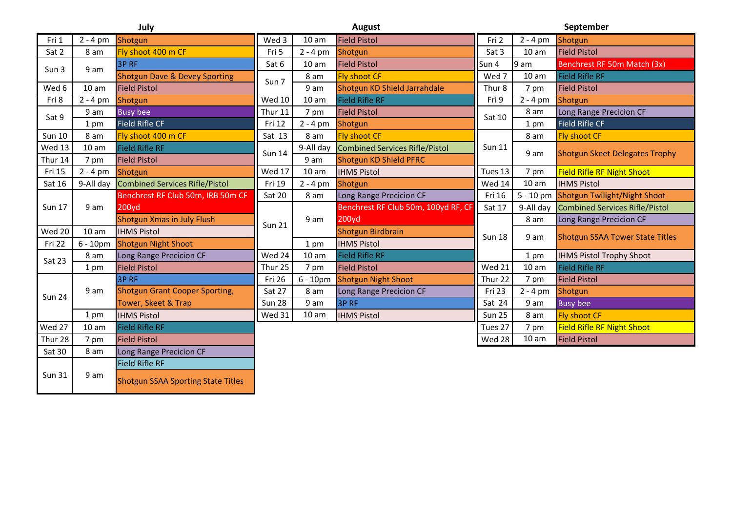## July

| Date | Time | Event |
|---|---|---|
| Fri 1 | 2 - 4 pm | Shotgun |
| Sat 2 | 8 am | Fly shoot 400 m CF |
| Sun 3 | 9 am | 3P RF |
| | | Shotgun Dave & Devey Sporting |
| Wed 6 | 10 am | Field Pistol |
| Fri 8 | 2 - 4 pm | Shotgun |
| Sat 9 | 9 am | Busy bee |
| | 1 pm | Field Rifle CF |
| Sun 10 | 8 am | Fly shoot 400 m CF |
| Wed 13 | 10 am | Field Rifle RF |
| Thur 14 | 7 pm | Field Pistol |
| Fri 15 | 2 - 4 pm | Shotgun |
| Sat 16 | 9-All day | Combined Services Rifle/Pistol |
| Sun 17 | 9 am | Benchrest RF Club 50m, IRB 50m CF 200yd |
| | | Shotgun Xmas in July Flush |
| Wed 20 | 10 am | IHMS Pistol |
| Fri 22 | 6 - 10pm | Shotgun Night Shoot |
| Sat 23 | 8 am | Long Range Precicion CF |
| | 1 pm | Field Pistol |
| Sun 24 | 9 am | 3P RF |
| | | Shotgun Grant Cooper Sporting, Tower, Skeet & Trap |
| | 1 pm | IHMS Pistol |
| Wed 27 | 10 am | Field Rifle RF |
| Thur 28 | 7 pm | Field Pistol |
| Sat 30 | 8 am | Long Range Precicion CF |
| Sun 31 | 9 am | Field Rifle RF |
| | | Shotgun SSAA Sporting State Titles |

## August

| Date | Time | Event |
|---|---|---|
| Wed 3 | 10 am | Field Pistol |
| Fri 5 | 2 - 4 pm | Shotgun |
| Sat 6 | 10 am | Field Pistol |
| Sun 7 | 8 am | Fly shoot CF |
| | 9 am | Shotgun KD Shield Jarrahdale |
| Wed 10 | 10 am | Field Rifle RF |
| Thur 11 | 7 pm | Field Pistol |
| Fri 12 | 2 - 4 pm | Shotgun |
| Sat 13 | 8 am | Fly shoot CF |
| Sun 14 | 9-All day | Combined Services Rifle/Pistol |
| | 9 am | Shotgun KD Shield PFRC |
| Wed 17 | 10 am | IHMS Pistol |
| Fri 19 | 2 - 4 pm | Shotgun |
| Sat 20 | 8 am | Long Range Precicion CF |
| Sun 21 | 9 am | Benchrest RF Club 50m, 100yd RF, CF 200yd |
| | | Shotgun Birdbrain |
| | 1 pm | IHMS Pistol |
| Wed 24 | 10 am | Field Rifle RF |
| Thur 25 | 7 pm | Field Pistol |
| Fri 26 | 6 - 10pm | Shotgun Night Shoot |
| Sat 27 | 8 am | Long Range Precicion CF |
| Sun 28 | 9 am | 3P RF |
| Wed 31 | 10 am | IHMS Pistol |

## September

| Date | Time | Event |
|---|---|---|
| Fri 2 | 2 - 4 pm | Shotgun |
| Sat 3 | 10 am | Field Pistol |
| Sun 4 | 9 am | Benchrest RF 50m Match (3x) |
| Wed 7 | 10 am | Field Rifle RF |
| Thur 8 | 7 pm | Field Pistol |
| Fri 9 | 2 - 4 pm | Shotgun |
| Sat 10 | 8 am | Long Range Precicion CF |
| | 1 pm | Field Rifle CF |
| Sun 11 | 8 am | Fly shoot CF |
| | 9 am | Shotgun Skeet Delegates Trophy |
| Tues 13 | 7 pm | Field Rifle RF Night Shoot |
| Wed 14 | 10 am | IHMS Pistol |
| Fri 16 | 5 - 10 pm | Shotgun Twilight/Night Shoot |
| Sat 17 | 9-All day | Combined Services Rifle/Pistol |
| Sun 18 | 8 am | Long Range Precicion CF |
| | 9 am | Shotgun SSAA Tower State Titles |
| | 1 pm | IHMS Pistol Trophy Shoot |
| Wed 21 | 10 am | Field Rifle RF |
| Thur 22 | 7 pm | Field Pistol |
| Fri 23 | 2 - 4 pm | Shotgun |
| Sat 24 | 9 am | Busy bee |
| Sun 25 | 8 am | Fly shoot CF |
| Tues 27 | 7 pm | Field Rifle RF Night Shoot |
| Wed 28 | 10 am | Field Pistol |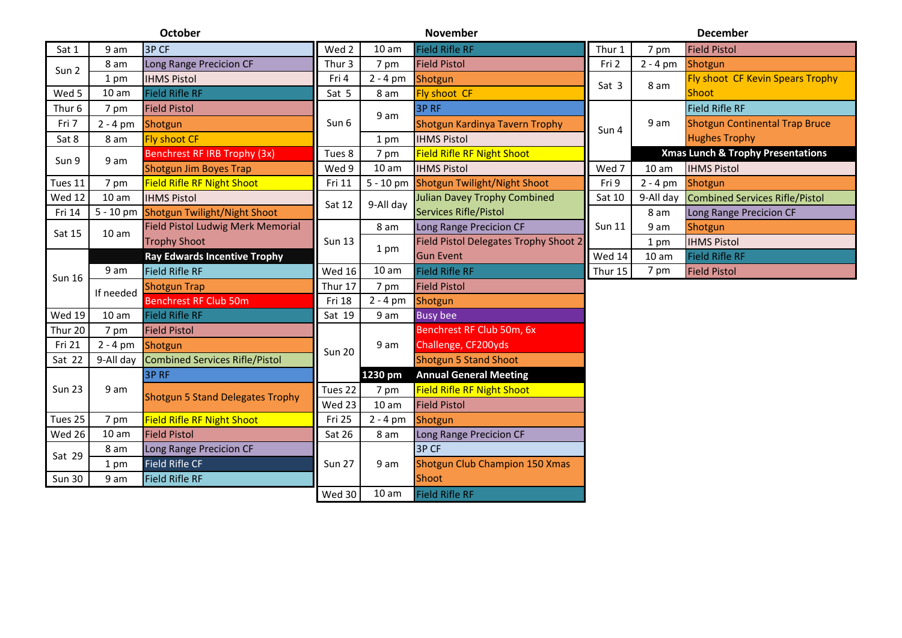## October

| Date | Time | Event |
|---|---|---|
| Sat 1 | 9 am | 3P CF |
| Sun 2 | 8 am | Long Range Precicion CF |
| | 1 pm | IHMS Pistol |
| Wed 5 | 10 am | Field Rifle RF |
| Thur 6 | 7 pm | Field Pistol |
| Fri 7 | 2 - 4 pm | Shotgun |
| Sat 8 | 8 am | Fly shoot CF |
| Sun 9 | 9 am | Benchrest RF IRB Trophy (3x) |
| | | Shotgun Jim Boyes Trap |
| Tues 11 | 7 pm | Field Rifle RF Night Shoot |
| Wed 12 | 10 am | IHMS Pistol |
| Fri 14 | 5 - 10 pm | Shotgun Twilight/Night Shoot |
| Sat 15 | 10 am | Field Pistol Ludwig Merk Memorial Trophy Shoot |
| Sun 16 | | **Ray Edwards Incentive Trophy** |
| | 9 am | Field Rifle RF |
| | If needed | Shotgun Trap |
| | | Benchrest RF Club 50m |
| Wed 19 | 10 am | Field Rifle RF |
| Thur 20 | 7 pm | Field Pistol |
| Fri 21 | 2 - 4 pm | Shotgun |
| Sat 22 | 9-All day | Combined Services Rifle/Pistol |
| Sun 23 | 9 am | 3P RF |
| | | Shotgun 5 Stand Delegates Trophy |
| Tues 25 | 7 pm | Field Rifle RF Night Shoot |
| Wed 26 | 10 am | Field Pistol |
| Sat 29 | 8 am | Long Range Precicion CF |
| | 1 pm | Field Rifle CF |
| Sun 30 | 9 am | Field Rifle RF |

## November

| Date | Time | Event |
|---|---|---|
| Wed 2 | 10 am | Field Rifle RF |
| Thur 3 | 7 pm | Field Pistol |
| Fri 4 | 2 - 4 pm | Shotgun |
| Sat 5 | 8 am | Fly shoot CF |
| Sun 6 | 9 am | 3P RF |
| | | Shotgun Kardinya Tavern Trophy |
| | 1 pm | IHMS Pistol |
| Tues 8 | 7 pm | Field Rifle RF Night Shoot |
| Wed 9 | 10 am | IHMS Pistol |
| Fri 11 | 5 - 10 pm | Shotgun Twilight/Night Shoot |
| Sat 12 | 9-All day | Julian Davey Trophy Combined Services Rifle/Pistol |
| Sun 13 | 8 am | Long Range Precicion CF |
| | 1 pm | Field Pistol Delegates Trophy Shoot 2 Gun Event |
| Wed 16 | 10 am | Field Rifle RF |
| Thur 17 | 7 pm | Field Pistol |
| Fri 18 | 2 - 4 pm | Shotgun |
| Sat 19 | 9 am | Busy bee |
| Sun 20 | 9 am | Benchrest RF Club 50m, 6x Challenge, CF200yds |
| | | Shotgun 5 Stand Shoot |
| | **1230 pm** | **Annual General Meeting** |
| Tues 22 | 7 pm | Field Rifle RF Night Shoot |
| Wed 23 | 10 am | Field Pistol |
| Fri 25 | 2 - 4 pm | Shotgun |
| Sat 26 | 8 am | Long Range Precicion CF |
| Sun 27 | 9 am | 3P CF |
| | | Shotgun Club Champion 150 Xmas Shoot |
| Wed 30 | 10 am | Field Rifle RF |

## December

| Date | Time | Event |
|---|---|---|
| Thur 1 | 7 pm | Field Pistol |
| Fri 2 | 2 - 4 pm | Shotgun |
| Sat 3 | 8 am | Fly shoot CF Kevin Spears Trophy Shoot |
| Sun 4 | 9 am | Field Rifle RF |
| | | Shotgun Continental Trap Bruce Hughes Trophy |
| | | **Xmas Lunch & Trophy Presentations** |
| Wed 7 | 10 am | IHMS Pistol |
| Fri 9 | 2 - 4 pm | Shotgun |
| Sat 10 | 9-All day | Combined Services Rifle/Pistol |
| Sun 11 | 8 am | Long Range Precicion CF |
| | 9 am | Shotgun |
| | 1 pm | IHMS Pistol |
| Wed 14 | 10 am | Field Rifle RF |
| Thur 15 | 7 pm | Field Pistol |